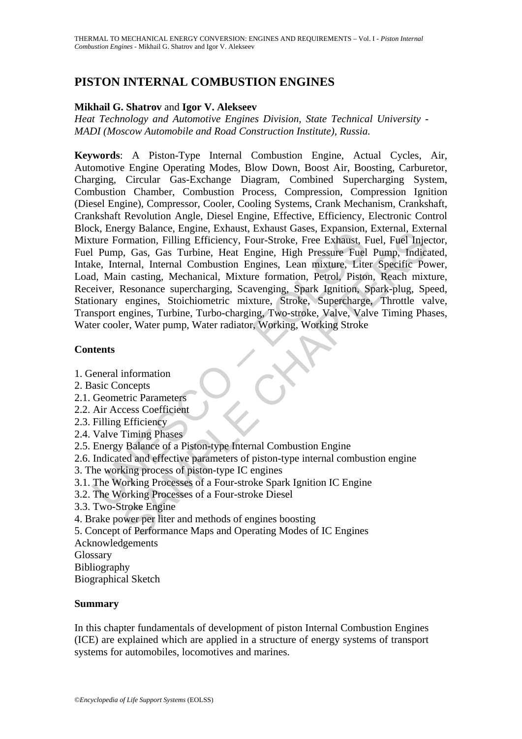# PISTON INTERNAL COMBUSTION ENGINES

**Mikhail G. Shatrov** and **Igor V. Alekseev**

*Heat Technology and Automotive Engines Division, State Technical University - MADI (Moscow Automobile and Road Construction Institute), Russia.*

**Keywords**: A Piston-Type Internal Combustion Engine, Actual Cycles, Air, Automotive Engine Operating Modes, Blow Down, Boost Air, Boosting, Carburetor, Charging, Circular Gas-Exchange Diagram, Combined Supercharging System, Combustion Chamber, Combustion Process, Compression, Compression Ignition (Diesel Engine), Compressor, Cooler, Cooling Systems, Crank Mechanism, Crankshaft, Crankshaft Revolution Angle, Diesel Engine, Effective, Efficiency, Electronic Control Block, Energy Balance, Engine, Exhaust, Exhaust Gases, Expansion, External, External Mixture Formation, Filling Efficiency, Four-Stroke, Free Exhaust, Fuel, Fuel Injector, Fuel Pump, Gas, Gas Turbine, Heat Engine, High Pressure Fuel Pump, Indicated, Intake, Internal, Internal Combustion Engines, Lean mixture, Liter Specific Power, Load, Main casting, Mechanical, Mixture formation, Petrol, Piston, Reach mixture, Receiver, Resonance supercharging, Scavenging, Spark Ignition, Spark-plug, Speed, Stationary engines, Stoichiometric mixture, Stroke, Supercharge, Throttle valve, Transport engines, Turbine, Turbo-charging, Two-stroke, Valve, Valve Timing Phases, Water cooler, Water pump, Water radiator, Working, Working Stroke

## Contents

1. General information
2. Basic Concepts
2.1. Geometric Parameters
2.2. Air Access Coefficient
2.3. Filling Efficiency
2.4. Valve Timing Phases
2.5. Energy Balance of a Piston-type Internal Combustion Engine
2.6. Indicated and effective parameters of piston-type internal combustion engine
3. The working process of piston-type IC engines
3.1. The Working Processes of a Four-stroke Spark Ignition IC Engine
3.2. The Working Processes of a Four-stroke Diesel
3.3. Two-Stroke Engine
4. Brake power per liter and methods of engines boosting
5. Concept of Performance Maps and Operating Modes of IC Engines

Acknowledgements
Glossary
Bibliography
Biographical Sketch

## Summary

In this chapter fundamentals of development of piston Internal Combustion Engines (ICE) are explained which are applied in a structure of energy systems of transport systems for automobiles, locomotives and marines.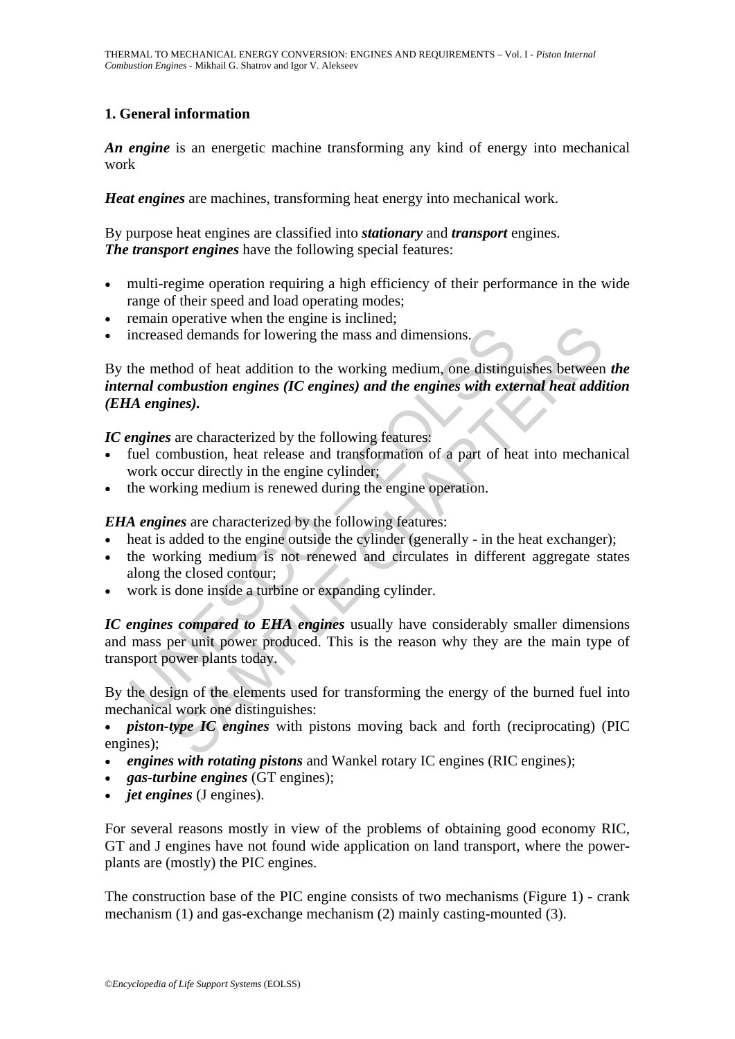## 1. General information

***An engine*** is an energetic machine transforming any kind of energy into mechanical work

***Heat engines*** are machines, transforming heat energy into mechanical work.

By purpose heat engines are classified into ***stationary*** and ***transport*** engines.
***The transport engines*** have the following special features:

- multi-regime operation requiring a high efficiency of their performance in the wide range of their speed and load operating modes;
- remain operative when the engine is inclined;
- increased demands for lowering the mass and dimensions.

By the method of heat addition to the working medium, one distinguishes between ***the internal combustion engines (IC engines) and the engines with external heat addition (EHA engines).***

***IC engines*** are characterized by the following features:

- fuel combustion, heat release and transformation of a part of heat into mechanical work occur directly in the engine cylinder;
- the working medium is renewed during the engine operation.

***EHA engines*** are characterized by the following features:

- heat is added to the engine outside the cylinder (generally - in the heat exchanger);
- the working medium is not renewed and circulates in different aggregate states along the closed contour;
- work is done inside a turbine or expanding cylinder.

***IC engines compared to EHA engines*** usually have considerably smaller dimensions and mass per unit power produced. This is the reason why they are the main type of transport power plants today.

By the design of the elements used for transforming the energy of the burned fuel into mechanical work one distinguishes:

- ***piston-type IC engines*** with pistons moving back and forth (reciprocating) (PIC engines);
- ***engines with rotating pistons*** and Wankel rotary IC engines (RIC engines);
- ***gas-turbine engines*** (GT engines);
- ***jet engines*** (J engines).

For several reasons mostly in view of the problems of obtaining good economy RIC, GT and J engines have not found wide application on land transport, where the power-plants are (mostly) the PIC engines.

The construction base of the PIC engine consists of two mechanisms (Figure 1) - crank mechanism (1) and gas-exchange mechanism (2) mainly casting-mounted (3).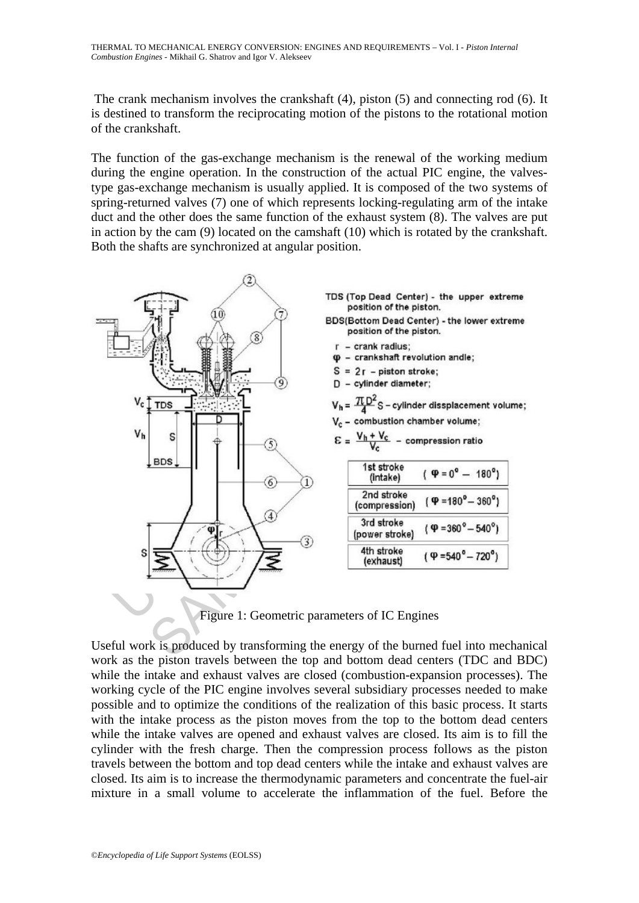The crank mechanism involves the crankshaft (4), piston (5) and connecting rod (6). It is destined to transform the reciprocating motion of the pistons to the rotational motion of the crankshaft.

The function of the gas-exchange mechanism is the renewal of the working medium during the engine operation. In the construction of the actual PIC engine, the valves-type gas-exchange mechanism is usually applied. It is composed of the two systems of spring-returned valves (7) one of which represents locking-regulating arm of the intake duct and the other does the same function of the exhaust system (8). The valves are put in action by the cam (9) located on the camshaft (10) which is rotated by the crankshaft. Both the shafts are synchronized at angular position.

TDS (Top Dead Center) - the upper extreme position of the piston.

BDS(Bottom Dead Center) - the lower extreme position of the piston.

$r$ – crank radius;

$\varphi$ – crankshaft revolution andle;

$S = 2r$ – piston stroke;

$D$ – cylinder diameter;

$V_h = \frac{\pi D^2}{4} S$ – cylinder dissplacement volume;

$V_c$ – combustion chamber volume;

$\varepsilon = \frac{V_h + V_c}{V_c}$ – compression ratio

| Stroke | Angle |
| --- | --- |
| 1st stroke (intake) | ($\varphi = 0° - 180°$) |
| 2nd stroke (compression) | ($\varphi = 180° - 360°$) |
| 3rd stroke (power stroke) | ($\varphi = 360° - 540°$) |
| 4th stroke (exhaust) | ($\varphi = 540° - 720°$) |

Figure 1: Geometric parameters of IC Engines

Useful work is produced by transforming the energy of the burned fuel into mechanical work as the piston travels between the top and bottom dead centers (TDC and BDC) while the intake and exhaust valves are closed (combustion-expansion processes). The working cycle of the PIC engine involves several subsidiary processes needed to make possible and to optimize the conditions of the realization of this basic process. It starts with the intake process as the piston moves from the top to the bottom dead centers while the intake valves are opened and exhaust valves are closed. Its aim is to fill the cylinder with the fresh charge. Then the compression process follows as the piston travels between the bottom and top dead centers while the intake and exhaust valves are closed. Its aim is to increase the thermodynamic parameters and concentrate the fuel-air mixture in a small volume to accelerate the inflammation of the fuel. Before the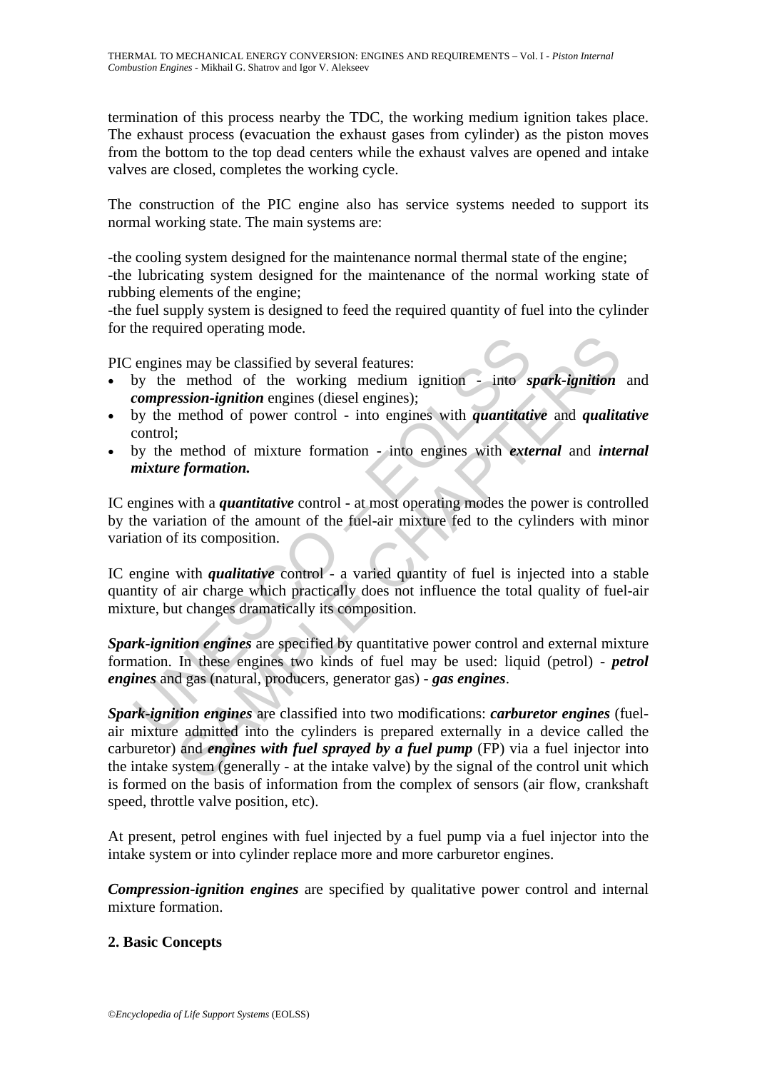termination of this process nearby the TDC, the working medium ignition takes place. The exhaust process (evacuation the exhaust gases from cylinder) as the piston moves from the bottom to the top dead centers while the exhaust valves are opened and intake valves are closed, completes the working cycle.

The construction of the PIC engine also has service systems needed to support its normal working state. The main systems are:

-the cooling system designed for the maintenance normal thermal state of the engine;
-the lubricating system designed for the maintenance of the normal working state of rubbing elements of the engine;
-the fuel supply system is designed to feed the required quantity of fuel into the cylinder for the required operating mode.

PIC engines may be classified by several features:

- by the method of the working medium ignition - into ***spark-ignition*** and ***compression-ignition*** engines (diesel engines);
- by the method of power control - into engines with ***quantitative*** and ***qualitative*** control;
- by the method of mixture formation - into engines with ***external*** and ***internal mixture formation.***

IC engines with a ***quantitative*** control - at most operating modes the power is controlled by the variation of the amount of the fuel-air mixture fed to the cylinders with minor variation of its composition.

IC engine with ***qualitative*** control - a varied quantity of fuel is injected into a stable quantity of air charge which practically does not influence the total quality of fuel-air mixture, but changes dramatically its composition.

***Spark-ignition engines*** are specified by quantitative power control and external mixture formation. In these engines two kinds of fuel may be used: liquid (petrol) - ***petrol engines*** and gas (natural, producers, generator gas) - ***gas engines***.

***Spark-ignition engines*** are classified into two modifications: ***carburetor engines*** (fuel-air mixture admitted into the cylinders is prepared externally in a device called the carburetor) and ***engines with fuel sprayed by a fuel pump*** (FP) via a fuel injector into the intake system (generally - at the intake valve) by the signal of the control unit which is formed on the basis of information from the complex of sensors (air flow, crankshaft speed, throttle valve position, etc).

At present, petrol engines with fuel injected by a fuel pump via a fuel injector into the intake system or into cylinder replace more and more carburetor engines.

***Compression-ignition engines*** are specified by qualitative power control and internal mixture formation.

## 2. Basic Concepts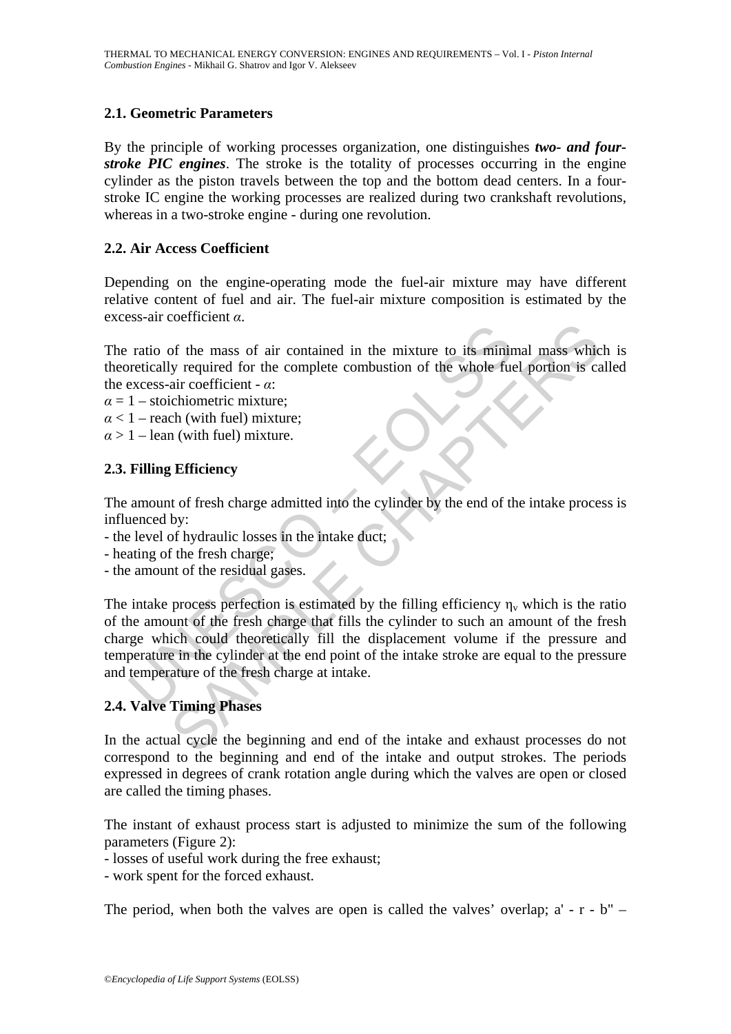## 2.1. Geometric Parameters

By the principle of working processes organization, one distinguishes ***two- and four-stroke PIC engines***. The stroke is the totality of processes occurring in the engine cylinder as the piston travels between the top and the bottom dead centers. In a four-stroke IC engine the working processes are realized during two crankshaft revolutions, whereas in a two-stroke engine - during one revolution.

## 2.2. Air Access Coefficient

Depending on the engine-operating mode the fuel-air mixture may have different relative content of fuel and air. The fuel-air mixture composition is estimated by the excess-air coefficient $\alpha$.

The ratio of the mass of air contained in the mixture to its minimal mass which is theoretically required for the complete combustion of the whole fuel portion is called the excess-air coefficient - $\alpha$:

$\alpha = 1$ – stoichiometric mixture;

$\alpha < 1$ – reach (with fuel) mixture;

$\alpha > 1$ – lean (with fuel) mixture.

## 2.3. Filling Efficiency

The amount of fresh charge admitted into the cylinder by the end of the intake process is influenced by:

- the level of hydraulic losses in the intake duct;
- heating of the fresh charge;
- the amount of the residual gases.

The intake process perfection is estimated by the filling efficiency $\eta_v$ which is the ratio of the amount of the fresh charge that fills the cylinder to such an amount of the fresh charge which could theoretically fill the displacement volume if the pressure and temperature in the cylinder at the end point of the intake stroke are equal to the pressure and temperature of the fresh charge at intake.

## 2.4. Valve Timing Phases

In the actual cycle the beginning and end of the intake and exhaust processes do not correspond to the beginning and end of the intake and output strokes. The periods expressed in degrees of crank rotation angle during which the valves are open or closed are called the timing phases.

The instant of exhaust process start is adjusted to minimize the sum of the following parameters (Figure 2):

- losses of useful work during the free exhaust;
- work spent for the forced exhaust.

The period, when both the valves are open is called the valves' overlap; a' - r - b" –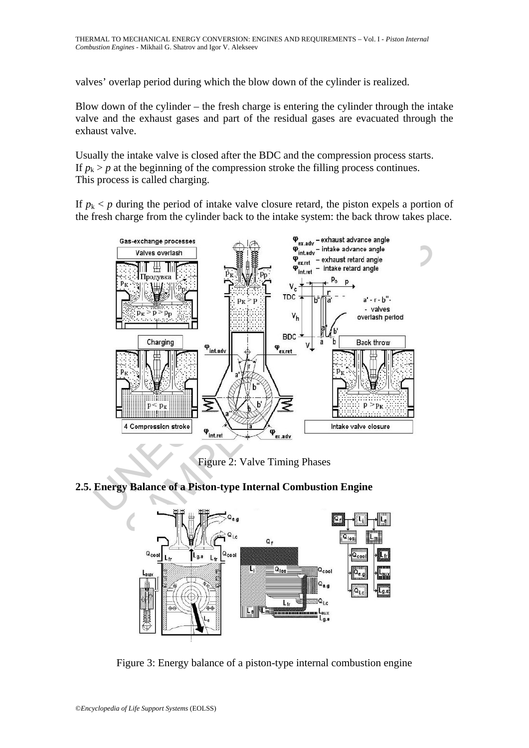valves' overlap period during which the blow down of the cylinder is realized.

Blow down of the cylinder – the fresh charge is entering the cylinder through the intake valve and the exhaust gases and part of the residual gases are evacuated through the exhaust valve.

Usually the intake valve is closed after the BDC and the compression process starts.
If $p_k > p$ at the beginning of the compression stroke the filling process continues.
This process is called charging.

If $p_k < p$ during the period of intake valve closure retard, the piston expels a portion of the fresh charge from the cylinder back to the intake system: the back throw takes place.

Figure 2: Valve Timing Phases

## 2.5. Energy Balance of a Piston-type Internal Combustion Engine

Figure 3: Energy balance of a piston-type internal combustion engine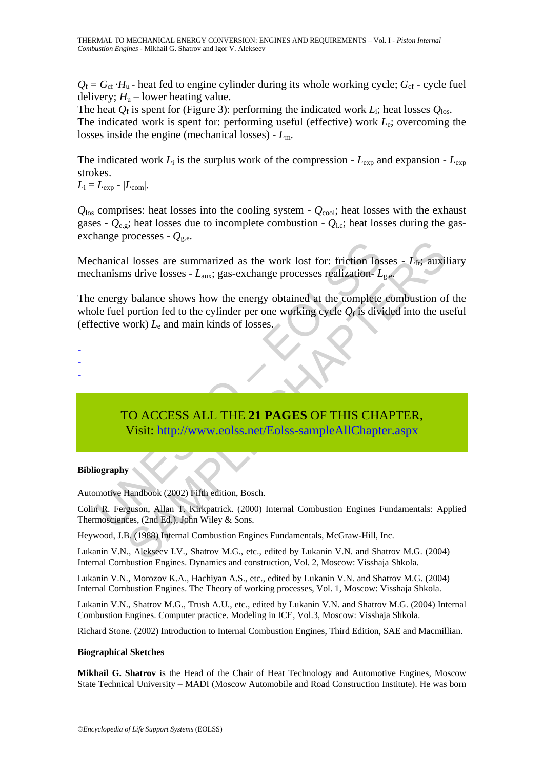$Q_f = G_{cf} \cdot H_u$ - heat fed to engine cylinder during its whole working cycle; $G_{cf}$ - cycle fuel delivery; $H_u$ – lower heating value.

The heat $Q_f$ is spent for (Figure 3): performing the indicated work $L_i$; heat losses $Q_{los}$.

The indicated work is spent for: performing useful (effective) work $L_e$; overcoming the losses inside the engine (mechanical losses) - $L_m$.

The indicated work $L_i$ is the surplus work of the compression - $L_{exp}$ and expansion - $L_{exp}$ strokes.

$L_i = L_{exp} - |L_{com}|$.

$Q_{los}$ comprises: heat losses into the cooling system - $Q_{cool}$; heat losses with the exhaust gases - $Q_{e.g}$; heat losses due to incomplete combustion - $Q_{i.c}$; heat losses during the gas-exchange processes - $Q_{g.e}$.

Mechanical losses are summarized as the work lost for: friction losses - $L_{fr}$; auxiliary mechanisms drive losses - $L_{aux}$; gas-exchange processes realization- $L_{g.e}$.

The energy balance shows how the energy obtained at the complete combustion of the whole fuel portion fed to the cylinder per one working cycle $Q_f$ is divided into the useful (effective work) $L_e$ and main kinds of losses.

-
-
-

TO ACCESS ALL THE **21 PAGES** OF THIS CHAPTER,
Visit: http://www.eolss.net/Eolss-sampleAllChapter.aspx

**Bibliography**

Automotive Handbook (2002) Fifth edition, Bosch.

Colin R. Ferguson, Allan T. Kirkpatrick. (2000) Internal Combustion Engines Fundamentals: Applied Thermosciences, (2nd Ed.), John Wiley & Sons.

Heywood, J.B. (1988) Internal Combustion Engines Fundamentals, McGraw-Hill, Inc.

Lukanin V.N., Alekseev I.V., Shatrov M.G., etc., edited by Lukanin V.N. and Shatrov M.G. (2004) Internal Combustion Engines. Dynamics and construction, Vol. 2, Moscow: Visshaja Shkola.

Lukanin V.N., Morozov K.A., Hachiyan A.S., etc., edited by Lukanin V.N. and Shatrov M.G. (2004) Internal Combustion Engines. The Theory of working processes, Vol. 1, Moscow: Visshaja Shkola.

Lukanin V.N., Shatrov M.G., Trush A.U., etc., edited by Lukanin V.N. and Shatrov M.G. (2004) Internal Combustion Engines. Computer practice. Modeling in ICE, Vol.3, Moscow: Visshaja Shkola.

Richard Stone. (2002) Introduction to Internal Combustion Engines, Third Edition, SAE and Macmillian.

**Biographical Sketches**

**Mikhail G. Shatrov** is the Head of the Chair of Heat Technology and Automotive Engines, Moscow State Technical University – MADI (Moscow Automobile and Road Construction Institute). He was born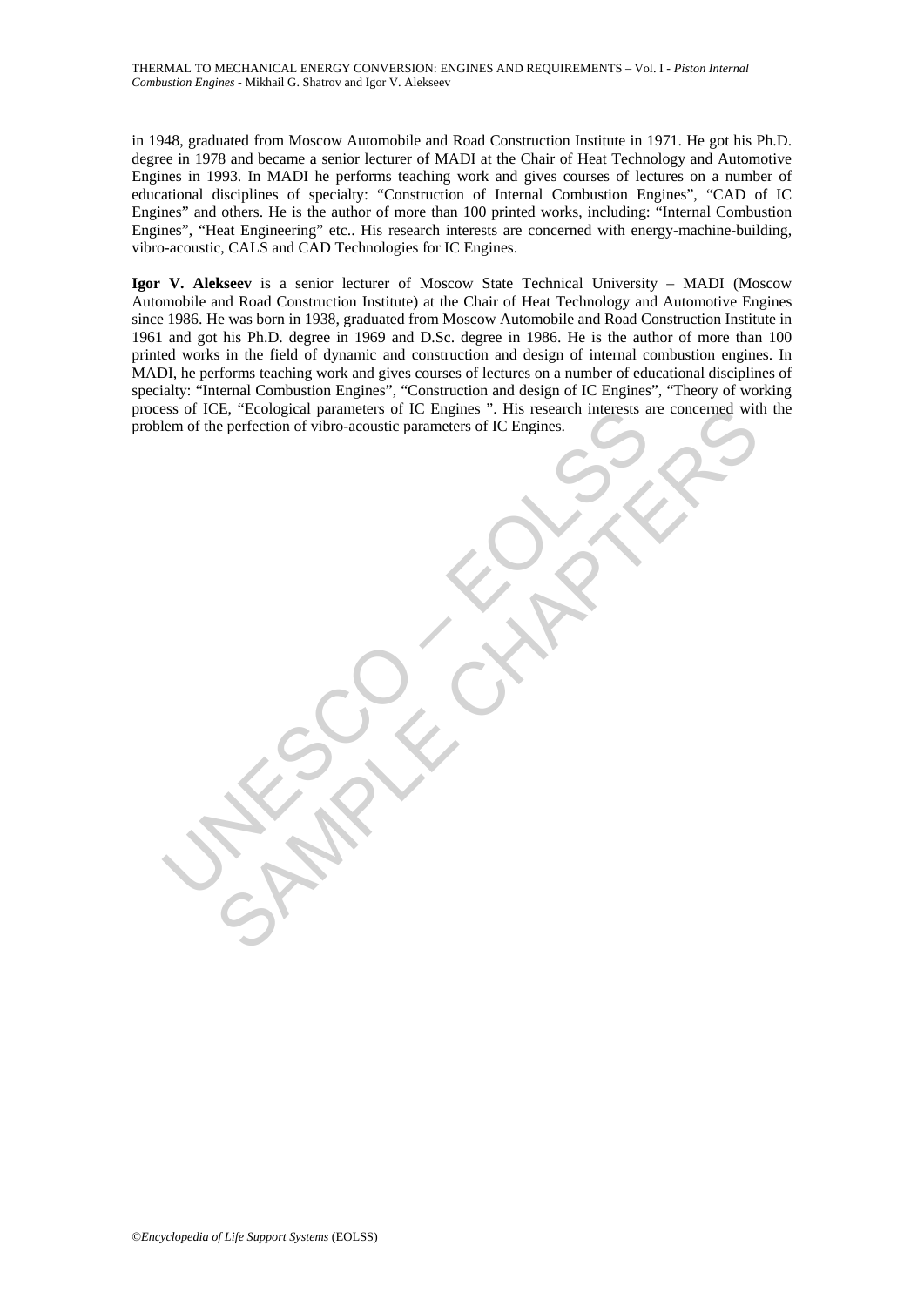in 1948, graduated from Moscow Automobile and Road Construction Institute in 1971. He got his Ph.D. degree in 1978 and became a senior lecturer of MADI at the Chair of Heat Technology and Automotive Engines in 1993. In MADI he performs teaching work and gives courses of lectures on a number of educational disciplines of specialty: "Construction of Internal Combustion Engines", "CAD of IC Engines" and others. He is the author of more than 100 printed works, including: "Internal Combustion Engines", "Heat Engineering" etc.. His research interests are concerned with energy-machine-building, vibro-acoustic, CALS and CAD Technologies for IC Engines.

**Igor V. Alekseev** is a senior lecturer of Moscow State Technical University – MADI (Moscow Automobile and Road Construction Institute) at the Chair of Heat Technology and Automotive Engines since 1986. He was born in 1938, graduated from Moscow Automobile and Road Construction Institute in 1961 and got his Ph.D. degree in 1969 and D.Sc. degree in 1986. He is the author of more than 100 printed works in the field of dynamic and construction and design of internal combustion engines. In MADI, he performs teaching work and gives courses of lectures on a number of educational disciplines of specialty: "Internal Combustion Engines", "Construction and design of IC Engines", "Theory of working process of ICE, "Ecological parameters of IC Engines ". His research interests are concerned with the problem of the perfection of vibro-acoustic parameters of IC Engines.